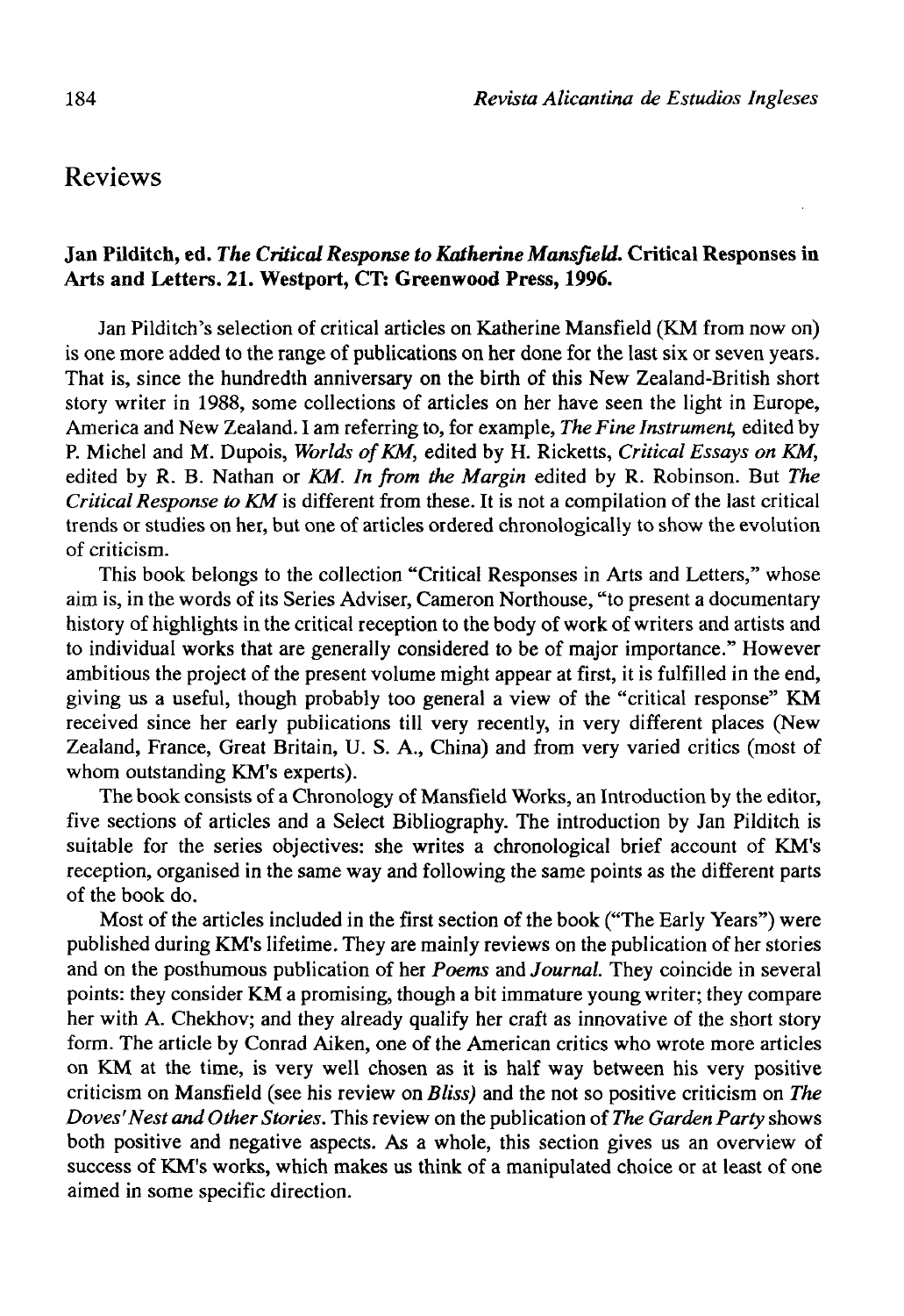# Reviews

**Jan Pilditch, ed. *The Critical Response to Katherine Mansfield*. Critical Responses in Arts and Letters. 21. Westport, CT: Greenwood Press, 1996.**

Jan Pilditch's selection of critical articles on Katherine Mansfield (KM from now on) is one more added to the range of publications on her done for the last six or seven years. That is, since the hundredth anniversary on the birth of this New Zealand-British short story writer in 1988, some collections of articles on her have seen the light in Europe, America and New Zealand. I am referring to, for example, *The Fine Instrument*, edited by P. Michel and M. Dupois, *Worlds of KM*, edited by H. Ricketts, *Critical Essays on KM*, edited by R. B. Nathan or *KM. In from the Margin* edited by R. Robinson. But *The Critical Response to KM* is different from these. It is not a compilation of the last critical trends or studies on her, but one of articles ordered chronologically to show the evolution of criticism.

This book belongs to the collection "Critical Responses in Arts and Letters," whose aim is, in the words of its Series Adviser, Cameron Northouse, "to present a documentary history of highlights in the critical reception to the body of work of writers and artists and to individual works that are generally considered to be of major importance." However ambitious the project of the present volume might appear at first, it is fulfilled in the end, giving us a useful, though probably too general a view of the "critical response" KM received since her early publications till very recently, in very different places (New Zealand, France, Great Britain, U. S. A., China) and from very varied critics (most of whom outstanding KM's experts).

The book consists of a Chronology of Mansfield Works, an Introduction by the editor, five sections of articles and a Select Bibliography. The introduction by Jan Pilditch is suitable for the series objectives: she writes a chronological brief account of KM's reception, organised in the same way and following the same points as the different parts of the book do.

Most of the articles included in the first section of the book ("The Early Years") were published during KM's lifetime. They are mainly reviews on the publication of her stories and on the posthumous publication of her *Poems* and *Journal*. They coincide in several points: they consider KM a promising, though a bit immature young writer; they compare her with A. Chekhov; and they already qualify her craft as innovative of the short story form. The article by Conrad Aiken, one of the American critics who wrote more articles on KM at the time, is very well chosen as it is half way between his very positive criticism on Mansfield (see his review on *Bliss*) and the not so positive criticism on *The Doves' Nest and Other Stories*. This review on the publication of *The Garden Party* shows both positive and negative aspects. As a whole, this section gives us an overview of success of KM's works, which makes us think of a manipulated choice or at least of one aimed in some specific direction.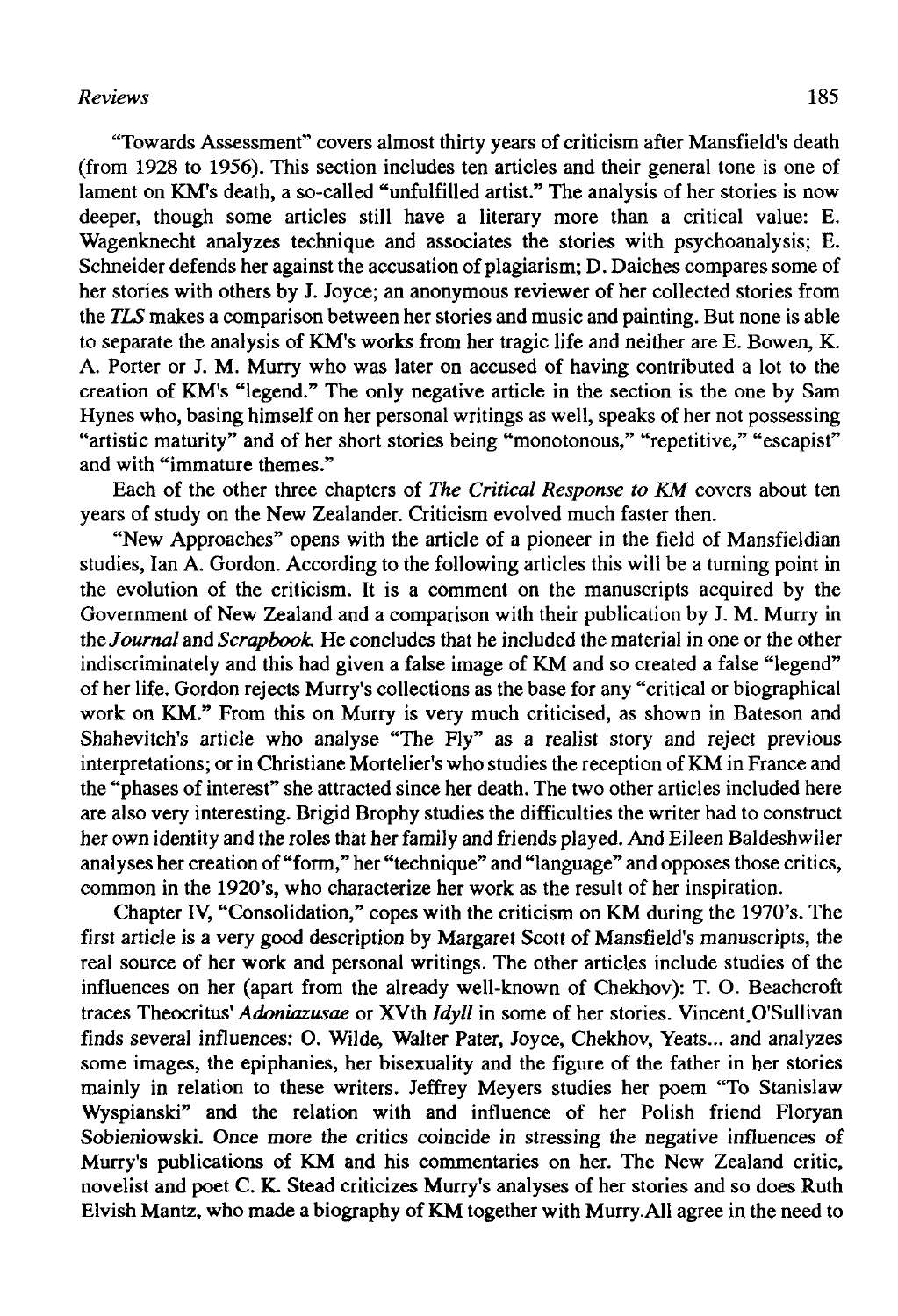"Towards Assessment" covers almost thirty years of criticism after Mansfield's death (from 1928 to 1956). This section includes ten articles and their general tone is one of lament on KM's death, a so-called "unfulfilled artist." The analysis of her stories is now deeper, though some articles still have a literary more than a critical value: E. Wagenknecht analyzes technique and associates the stories with psychoanalysis; E. Schneider defends her against the accusation of plagiarism; D. Daiches compares some of her stories with others by J. Joyce; an anonymous reviewer of her collected stories from the *TLS* makes a comparison between her stories and music and painting. But none is able to separate the analysis of KM's works from her tragic life and neither are E. Bowen, K. A. Porter or J. M. Murry who was later on accused of having contributed a lot to the creation of KM's "legend." The only negative article in the section is the one by Sam Hynes who, basing himself on her personal writings as well, speaks of her not possessing "artistic maturity" and of her short stories being "monotonous," "repetitive," "escapist" and with "immature themes."

Each of the other three chapters of *The Critical Response to KM* covers about ten years of study on the New Zealander. Criticism evolved much faster then.

"New Approaches" opens with the article of a pioneer in the field of Mansfieldian studies, Ian A. Gordon. According to the following articles this will be a turning point in the evolution of the criticism. It is a comment on the manuscripts acquired by the Government of New Zealand and a comparison with their publication by J. M. Murry in the *Journal* and *Scrapbook*. He concludes that he included the material in one or the other indiscriminately and this had given a false image of KM and so created a false "legend" of her life. Gordon rejects Murry's collections as the base for any "critical or biographical work on KM." From this on Murry is very much criticised, as shown in Bateson and Shahevitch's article who analyse "The Fly" as a realist story and reject previous interpretations; or in Christiane Mortelier's who studies the reception of KM in France and the "phases of interest" she attracted since her death. The two other articles included here are also very interesting. Brigid Brophy studies the difficulties the writer had to construct her own identity and the roles that her family and friends played. And Eileen Baldeshwiler analyses her creation of "form," her "technique" and "language" and opposes those critics, common in the 1920's, who characterize her work as the result of her inspiration.

Chapter IV, "Consolidation," copes with the criticism on KM during the 1970's. The first article is a very good description by Margaret Scott of Mansfield's manuscripts, the real source of her work and personal writings. The other articles include studies of the influences on her (apart from the already well-known of Chekhov): T. O. Beachcroft traces Theocritus' *Adoniazusae* or XVth *Idyll* in some of her stories. Vincent O'Sullivan finds several influences: O. Wilde, Walter Pater, Joyce, Chekhov, Yeats... and analyzes some images, the epiphanies, her bisexuality and the figure of the father in her stories mainly in relation to these writers. Jeffrey Meyers studies her poem "To Stanislaw Wyspianski" and the relation with and influence of her Polish friend Floryan Sobieniowski. Once more the critics coincide in stressing the negative influences of Murry's publications of KM and his commentaries on her. The New Zealand critic, novelist and poet C. K. Stead criticizes Murry's analyses of her stories and so does Ruth Elvish Mantz, who made a biography of KM together with Murry.All agree in the need to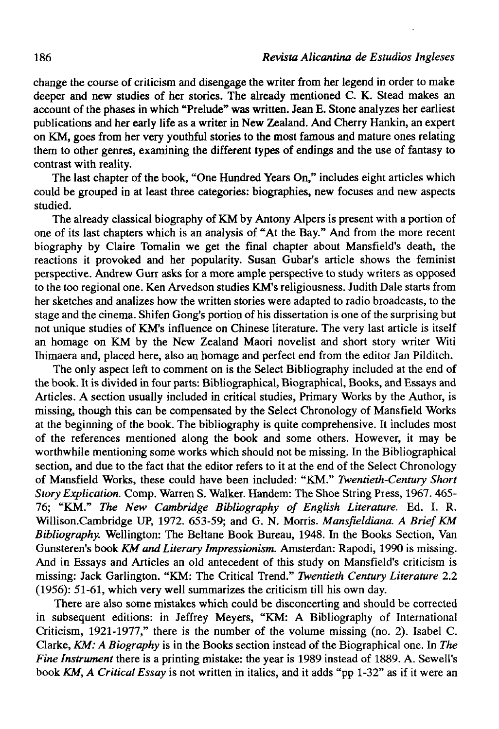change the course of criticism and disengage the writer from her legend in order to make deeper and new studies of her stories. The already mentioned C. K. Stead makes an account of the phases in which "Prelude" was written. Jean E. Stone analyzes her earliest publications and her early life as a writer in New Zealand. And Cherry Hankin, an expert on KM, goes from her very youthful stories to the most famous and mature ones relating them to other genres, examining the different types of endings and the use of fantasy to contrast with reality.

The last chapter of the book, "One Hundred Years On," includes eight articles which could be grouped in at least three categories: biographies, new focuses and new aspects studied.

The already classical biography of KM by Antony Alpers is present with a portion of one of its last chapters which is an analysis of "At the Bay." And from the more recent biography by Claire Tomalin we get the final chapter about Mansfield's death, the reactions it provoked and her popularity. Susan Gubar's article shows the feminist perspective. Andrew Gurr asks for a more ample perspective to study writers as opposed to the too regional one. Ken Arvedson studies KM's religiousness. Judith Dale starts from her sketches and analizes how the written stories were adapted to radio broadcasts, to the stage and the cinema. Shifen Gong's portion of his dissertation is one of the surprising but not unique studies of KM's influence on Chinese literature. The very last article is itself an homage on KM by the New Zealand Maori novelist and short story writer Witi Ihimaera and, placed here, also an homage and perfect end from the editor Jan Pilditch.

The only aspect left to comment on is the Select Bibliography included at the end of the book. It is divided in four parts: Bibliographical, Biographical, Books, and Essays and Articles. A section usually included in critical studies, Primary Works by the Author, is missing, though this can be compensated by the Select Chronology of Mansfield Works at the beginning of the book. The bibliography is quite comprehensive. It includes most of the references mentioned along the book and some others. However, it may be worthwhile mentioning some works which should not be missing. In the Bibliographical section, and due to the fact that the editor refers to it at the end of the Select Chronology of Mansfield Works, these could have been included: "KM." *Twentieth-Century Short Story Explication*. Comp. Warren S. Walker. Handem: The Shoe String Press, 1967. 465-76; "KM." *The New Cambridge Bibliography of English Literature*. Ed. I. R. Willison.Cambridge UP, 1972. 653-59; and G. N. Morris. *Mansfieldiana. A Brief KM Bibliography*. Wellington: The Beltane Book Bureau, 1948. In the Books Section, Van Gunsteren's book *KM and Literary Impressionism*. Amsterdan: Rapodi, 1990 is missing. And in Essays and Articles an old antecedent of this study on Mansfield's criticism is missing: Jack Garlington. "KM: The Critical Trend." *Twentieth Century Literature* 2.2 (1956): 51-61, which very well summarizes the criticism till his own day.

There are also some mistakes which could be disconcerting and should be corrected in subsequent editions: in Jeffrey Meyers, "KM: A Bibliography of International Criticism, 1921-1977," there is the number of the volume missing (no. 2). Isabel C. Clarke, *KM: A Biography* is in the Books section instead of the Biographical one. In *The Fine Instrument* there is a printing mistake: the year is 1989 instead of 1889. A. Sewell's book *KM, A Critical Essay* is not written in italics, and it adds "pp 1-32" as if it were an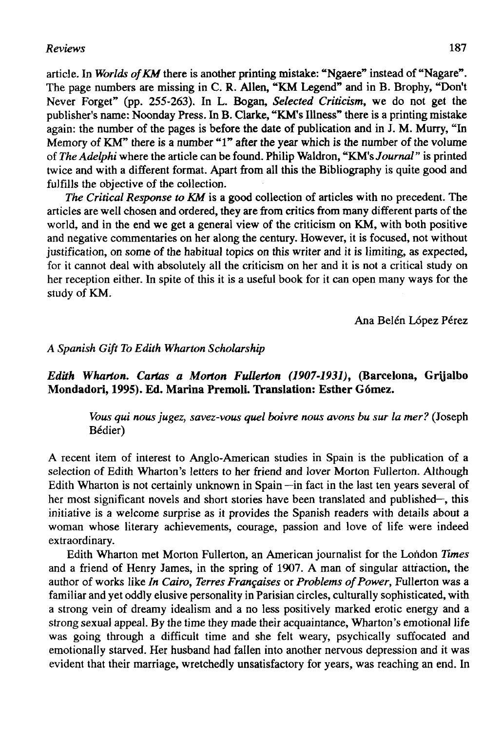article. In *Worlds of KM* there is another printing mistake: "Ngaere" instead of "Nagare". The page numbers are missing in C. R. Allen, "KM Legend" and in B. Brophy, "Don't Never Forget" (pp. 255-263). In L. Bogan, *Selected Criticism*, we do not get the publisher's name: Noonday Press. In B. Clarke, "KM's Illness" there is a printing mistake again: the number of the pages is before the date of publication and in J. M. Murry, "In Memory of KM" there is a number "1" after the year which is the number of the volume of *The Adelphi* where the article can be found. Philip Waldron, "KM's *Journal*" is printed twice and with a different format. Apart from all this the Bibliography is quite good and fulfills the objective of the collection.

*The Critical Response to KM* is a good collection of articles with no precedent. The articles are well chosen and ordered, they are from critics from many different parts of the world, and in the end we get a general view of the criticism on KM, with both positive and negative commentaries on her along the century. However, it is focused, not without justification, on some of the habitual topics on this writer and it is limiting, as expected, for it cannot deal with absolutely all the criticism on her and it is not a critical study on her reception either. In spite of this it is a useful book for it can open many ways for the study of KM.

Ana Belén López Pérez

*A Spanish Gift To Edith Wharton Scholarship*

## *Edith Wharton. Cartas a Morton Fullerton (1907-1931)*, (Barcelona, Grijalbo Mondadori, 1995). Ed. Marina Premoli. Translation: Esther Gómez.

> *Vous qui nous jugez, savez-vous quel boivre nous avons bu sur la mer?* (Joseph Bédier)

A recent item of interest to Anglo-American studies in Spain is the publication of a selection of Edith Wharton's letters to her friend and lover Morton Fullerton. Although Edith Wharton is not certainly unknown in Spain —in fact in the last ten years several of her most significant novels and short stories have been translated and published—, this initiative is a welcome surprise as it provides the Spanish readers with details about a woman whose literary achievements, courage, passion and love of life were indeed extraordinary.

Edith Wharton met Morton Fullerton, an American journalist for the London *Times* and a friend of Henry James, in the spring of 1907. A man of singular attraction, the author of works like *In Cairo*, *Terres Françaises* or *Problems of Power*, Fullerton was a familiar and yet oddly elusive personality in Parisian circles, culturally sophisticated, with a strong vein of dreamy idealism and a no less positively marked erotic energy and a strong sexual appeal. By the time they made their acquaintance, Wharton's emotional life was going through a difficult time and she felt weary, psychically suffocated and emotionally starved. Her husband had fallen into another nervous depression and it was evident that their marriage, wretchedly unsatisfactory for years, was reaching an end. In